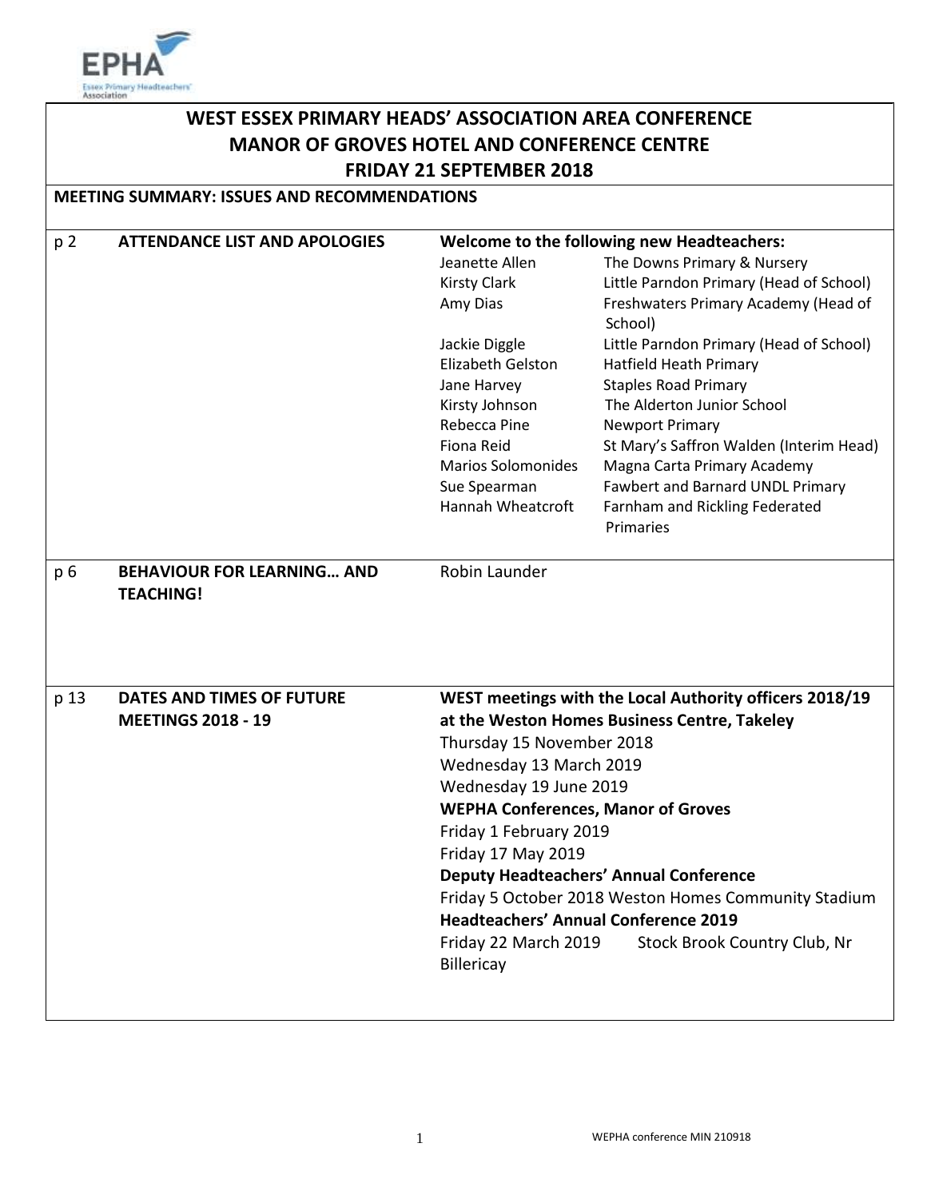# WEST ESSEX PRIMARY HEADS' ASSOCIATION AREA CONFERENCE
## MANOR OF GROVES HOTEL AND CONFERENCE CENTRE
## FRIDAY 21 SEPTEMBER 2018

**MEETING SUMMARY: ISSUES AND RECOMMENDATIONS**

| | | | |
|---|---|---|---|
| p 2 | **ATTENDANCE LIST AND APOLOGIES** | **Welcome to the following new Headteachers:** | |
| | | Jeanette Allen | The Downs Primary & Nursery |
| | | Kirsty Clark | Little Parndon Primary (Head of School) |
| | | Amy Dias | Freshwaters Primary Academy (Head of School) |
| | | Jackie Diggle | Little Parndon Primary (Head of School) |
| | | Elizabeth Gelston | Hatfield Heath Primary |
| | | Jane Harvey | Staples Road Primary |
| | | Kirsty Johnson | The Alderton Junior School |
| | | Rebecca Pine | Newport Primary |
| | | Fiona Reid | St Mary's Saffron Walden (Interim Head) |
| | | Marios Solomonides | Magna Carta Primary Academy |
| | | Sue Spearman | Fawbert and Barnard UNDL Primary |
| | | Hannah Wheatcroft | Farnham and Rickling Federated Primaries |
| p 6 | **BEHAVIOUR FOR LEARNING… AND TEACHING!** | Robin Launder | |
| p 13 | **DATES AND TIMES OF FUTURE MEETINGS 2018 - 19** | **WEST meetings with the Local Authority officers 2018/19 at the Weston Homes Business Centre, Takeley** | |
| | | Thursday 15 November 2018 | |
| | | Wednesday 13 March 2019 | |
| | | Wednesday 19 June 2019 | |
| | | **WEPHA Conferences, Manor of Groves** | |
| | | Friday 1 February 2019 | |
| | | Friday 17 May 2019 | |
| | | **Deputy Headteachers' Annual Conference** | |
| | | Friday 5 October 2018 Weston Homes Community Stadium | |
| | | **Headteachers' Annual Conference 2019** | |
| | | Friday 22 March 2019 | Stock Brook Country Club, Nr Billericay |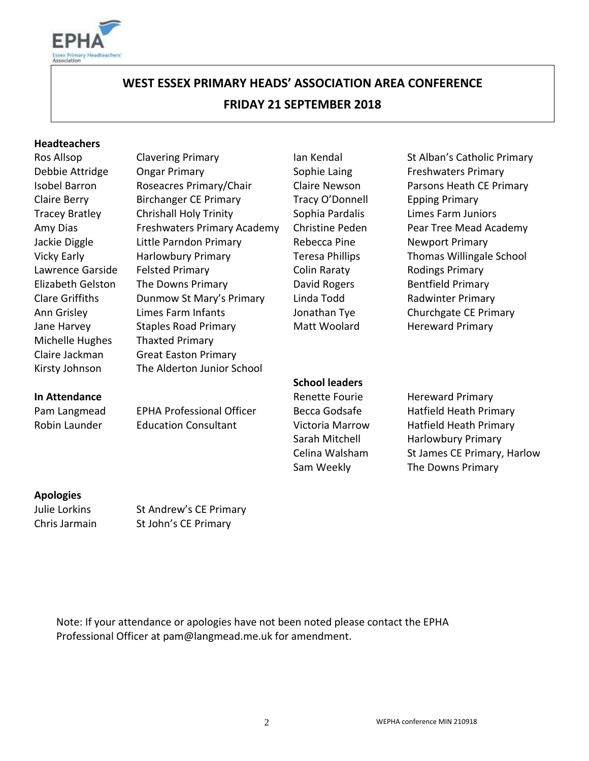# WEST ESSEX PRIMARY HEADS' ASSOCIATION AREA CONFERENCE

## FRIDAY 21 SEPTEMBER 2018

**Headteachers**

| | |
|---|---|
| Ros Allsop | Clavering Primary |
| Debbie Attridge | Ongar Primary |
| Isobel Barron | Roseacres Primary/Chair |
| Claire Berry | Birchanger CE Primary |
| Tracey Bratley | Chrishall Holy Trinity |
| Amy Dias | Freshwaters Primary Academy |
| Jackie Diggle | Little Parndon Primary |
| Vicky Early | Harlowbury Primary |
| Lawrence Garside | Felsted Primary |
| Elizabeth Gelston | The Downs Primary |
| Clare Griffiths | Dunmow St Mary's Primary |
| Ann Grisley | Limes Farm Infants |
| Jane Harvey | Staples Road Primary |
| Michelle Hughes | Thaxted Primary |
| Claire Jackman | Great Easton Primary |
| Kirsty Johnson | The Alderton Junior School |
| Ian Kendal | St Alban's Catholic Primary |
| Sophie Laing | Freshwaters Primary |
| Claire Newson | Parsons Heath CE Primary |
| Tracy O'Donnell | Epping Primary |
| Sophia Pardalis | Limes Farm Juniors |
| Christine Peden | Pear Tree Mead Academy |
| Rebecca Pine | Newport Primary |
| Teresa Phillips | Thomas Willingale School |
| Colin Raraty | Rodings Primary |
| David Rogers | Bentfield Primary |
| Linda Todd | Radwinter Primary |
| Jonathan Tye | Churchgate CE Primary |
| Matt Woolard | Hereward Primary |

**School leaders**

| | |
|---|---|
| Renette Fourie | Hereward Primary |
| Becca Godsafe | Hatfield Heath Primary |
| Victoria Marrow | Hatfield Heath Primary |
| Sarah Mitchell | Harlowbury Primary |
| Celina Walsham | St James CE Primary, Harlow |
| Sam Weekly | The Downs Primary |

**In Attendance**

| | |
|---|---|
| Pam Langmead | EPHA Professional Officer |
| Robin Launder | Education Consultant |

**Apologies**

| | |
|---|---|
| Julie Lorkins | St Andrew's CE Primary |
| Chris Jarmain | St John's CE Primary |

Note: If your attendance or apologies have not been noted please contact the EPHA Professional Officer at pam@langmead.me.uk for amendment.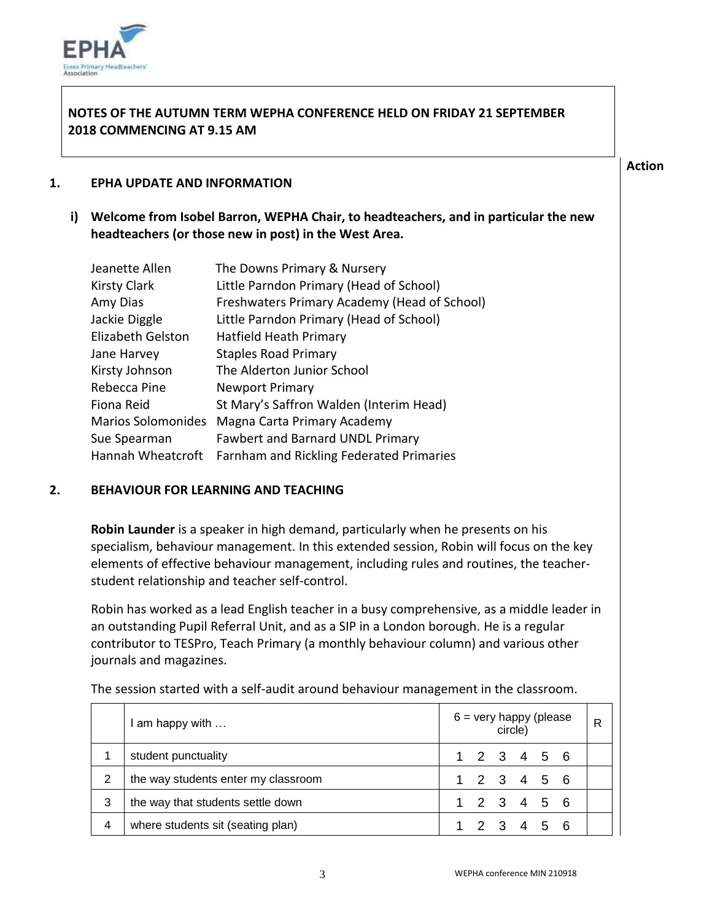**NOTES OF THE AUTUMN TERM WEPHA CONFERENCE HELD ON FRIDAY 21 SEPTEMBER 2018 COMMENCING AT 9.15 AM**

**Action**

## 1. EPHA UPDATE AND INFORMATION

### i) Welcome from Isobel Barron, WEPHA Chair, to headteachers, and in particular the new headteachers (or those new in post) in the West Area.

| | |
|---|---|
| Jeanette Allen | The Downs Primary & Nursery |
| Kirsty Clark | Little Parndon Primary (Head of School) |
| Amy Dias | Freshwaters Primary Academy (Head of School) |
| Jackie Diggle | Little Parndon Primary (Head of School) |
| Elizabeth Gelston | Hatfield Heath Primary |
| Jane Harvey | Staples Road Primary |
| Kirsty Johnson | The Alderton Junior School |
| Rebecca Pine | Newport Primary |
| Fiona Reid | St Mary's Saffron Walden (Interim Head) |
| Marios Solomonides | Magna Carta Primary Academy |
| Sue Spearman | Fawbert and Barnard UNDL Primary |
| Hannah Wheatcroft | Farnham and Rickling Federated Primaries |

## 2. BEHAVIOUR FOR LEARNING AND TEACHING

**Robin Launder** is a speaker in high demand, particularly when he presents on his specialism, behaviour management. In this extended session, Robin will focus on the key elements of effective behaviour management, including rules and routines, the teacher-student relationship and teacher self-control.

Robin has worked as a lead English teacher in a busy comprehensive, as a middle leader in an outstanding Pupil Referral Unit, and as a SIP in a London borough. He is a regular contributor to TESPro, Teach Primary (a monthly behaviour column) and various other journals and magazines.

The session started with a self-audit around behaviour management in the classroom.

| | I am happy with … | 6 = very happy (please circle) | R |
|---|---|---|---|
| 1 | student punctuality | 1 2 3 4 5 6 | |
| 2 | the way students enter my classroom | 1 2 3 4 5 6 | |
| 3 | the way that students settle down | 1 2 3 4 5 6 | |
| 4 | where students sit (seating plan) | 1 2 3 4 5 6 | |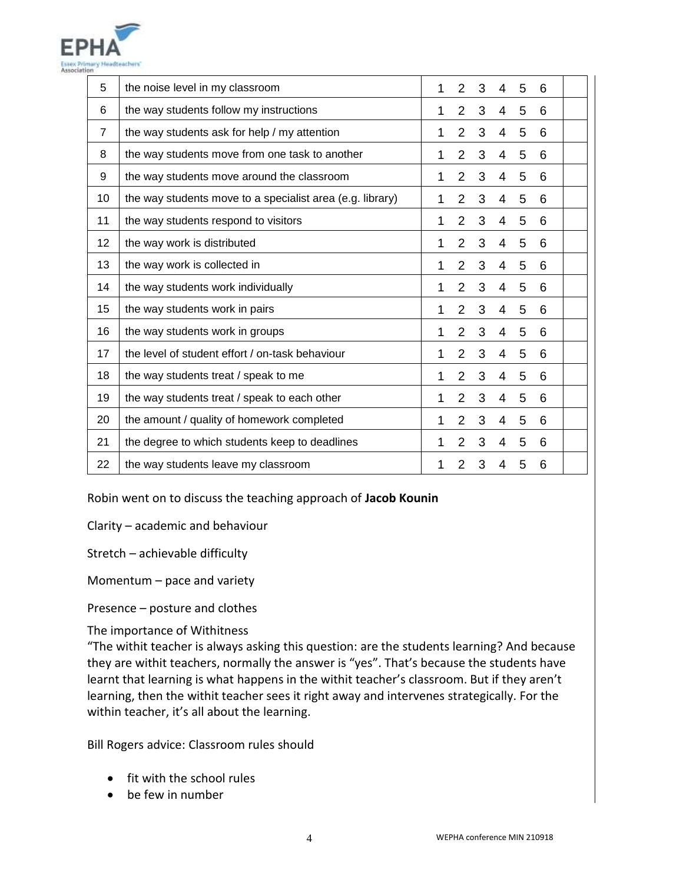| | | | | | | | | |
|---|---|---|---|---|---|---|---|---|
| 5 | the noise level in my classroom | 1 | 2 | 3 | 4 | 5 | 6 | |
| 6 | the way students follow my instructions | 1 | 2 | 3 | 4 | 5 | 6 | |
| 7 | the way students ask for help / my attention | 1 | 2 | 3 | 4 | 5 | 6 | |
| 8 | the way students move from one task to another | 1 | 2 | 3 | 4 | 5 | 6 | |
| 9 | the way students move around the classroom | 1 | 2 | 3 | 4 | 5 | 6 | |
| 10 | the way students move to a specialist area (e.g. library) | 1 | 2 | 3 | 4 | 5 | 6 | |
| 11 | the way students respond to visitors | 1 | 2 | 3 | 4 | 5 | 6 | |
| 12 | the way work is distributed | 1 | 2 | 3 | 4 | 5 | 6 | |
| 13 | the way work is collected in | 1 | 2 | 3 | 4 | 5 | 6 | |
| 14 | the way students work individually | 1 | 2 | 3 | 4 | 5 | 6 | |
| 15 | the way students work in pairs | 1 | 2 | 3 | 4 | 5 | 6 | |
| 16 | the way students work in groups | 1 | 2 | 3 | 4 | 5 | 6 | |
| 17 | the level of student effort / on-task behaviour | 1 | 2 | 3 | 4 | 5 | 6 | |
| 18 | the way students treat / speak to me | 1 | 2 | 3 | 4 | 5 | 6 | |
| 19 | the way students treat / speak to each other | 1 | 2 | 3 | 4 | 5 | 6 | |
| 20 | the amount / quality of homework completed | 1 | 2 | 3 | 4 | 5 | 6 | |
| 21 | the degree to which students keep to deadlines | 1 | 2 | 3 | 4 | 5 | 6 | |
| 22 | the way students leave my classroom | 1 | 2 | 3 | 4 | 5 | 6 | |

Robin went on to discuss the teaching approach of **Jacob Kounin**

Clarity – academic and behaviour

Stretch – achievable difficulty

Momentum – pace and variety

Presence – posture and clothes

The importance of Withitness
"The withit teacher is always asking this question: are the students learning? And because they are withit teachers, normally the answer is "yes". That's because the students have learnt that learning is what happens in the withit teacher's classroom. But if they aren't learning, then the withit teacher sees it right away and intervenes strategically. For the within teacher, it's all about the learning.

Bill Rogers advice: Classroom rules should

- fit with the school rules
- be few in number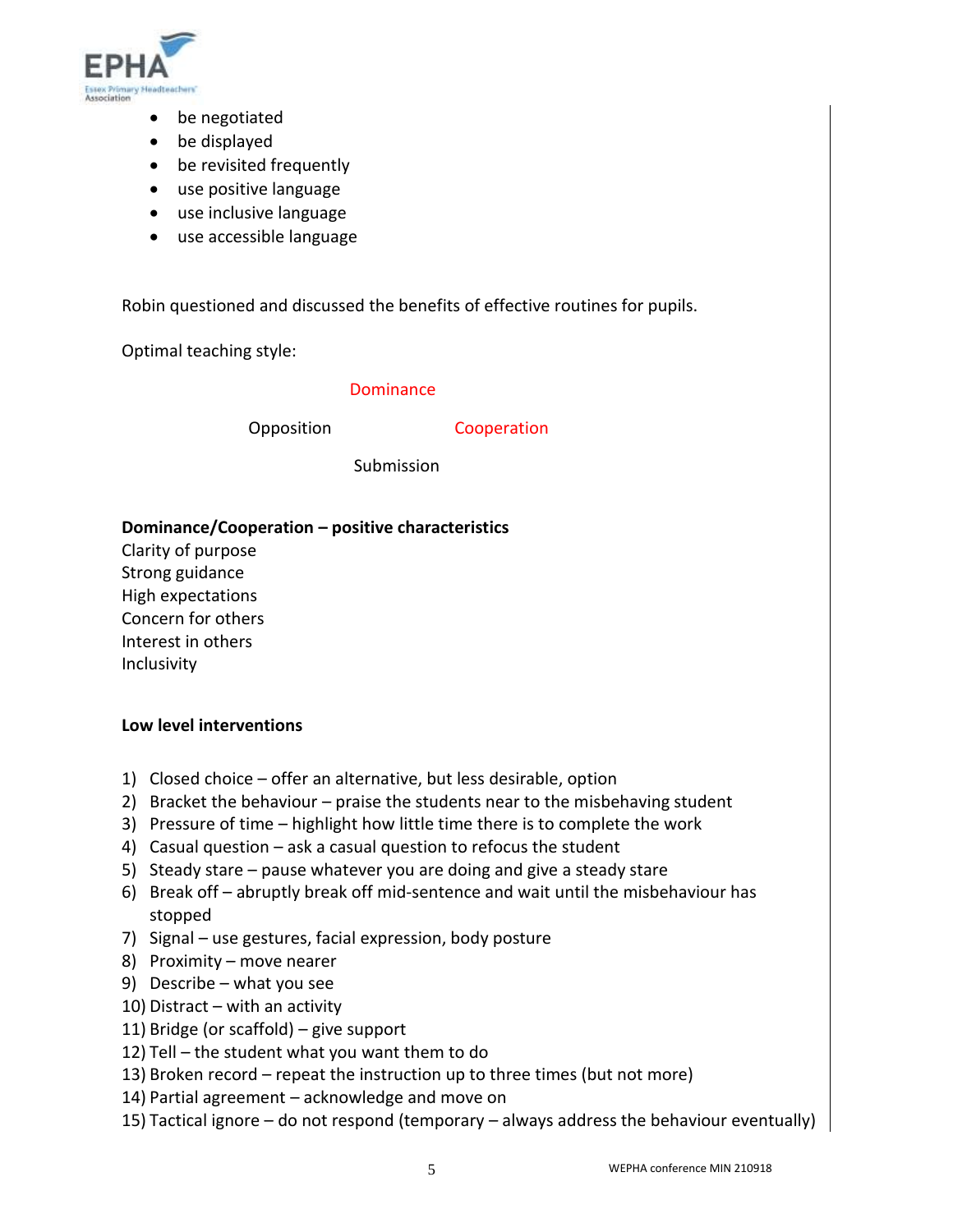- be negotiated
- be displayed
- be revisited frequently
- use positive language
- use inclusive language
- use accessible language

Robin questioned and discussed the benefits of effective routines for pupils.

Optimal teaching style:

Dominance

Opposition Cooperation

Submission

**Dominance/Cooperation – positive characteristics**

Clarity of purpose
Strong guidance
High expectations
Concern for others
Interest in others
Inclusivity

**Low level interventions**

1) Closed choice – offer an alternative, but less desirable, option
2) Bracket the behaviour – praise the students near to the misbehaving student
3) Pressure of time – highlight how little time there is to complete the work
4) Casual question – ask a casual question to refocus the student
5) Steady stare – pause whatever you are doing and give a steady stare
6) Break off – abruptly break off mid-sentence and wait until the misbehaviour has stopped
7) Signal – use gestures, facial expression, body posture
8) Proximity – move nearer
9) Describe – what you see
10) Distract – with an activity
11) Bridge (or scaffold) – give support
12) Tell – the student what you want them to do
13) Broken record – repeat the instruction up to three times (but not more)
14) Partial agreement – acknowledge and move on
15) Tactical ignore – do not respond (temporary – always address the behaviour eventually)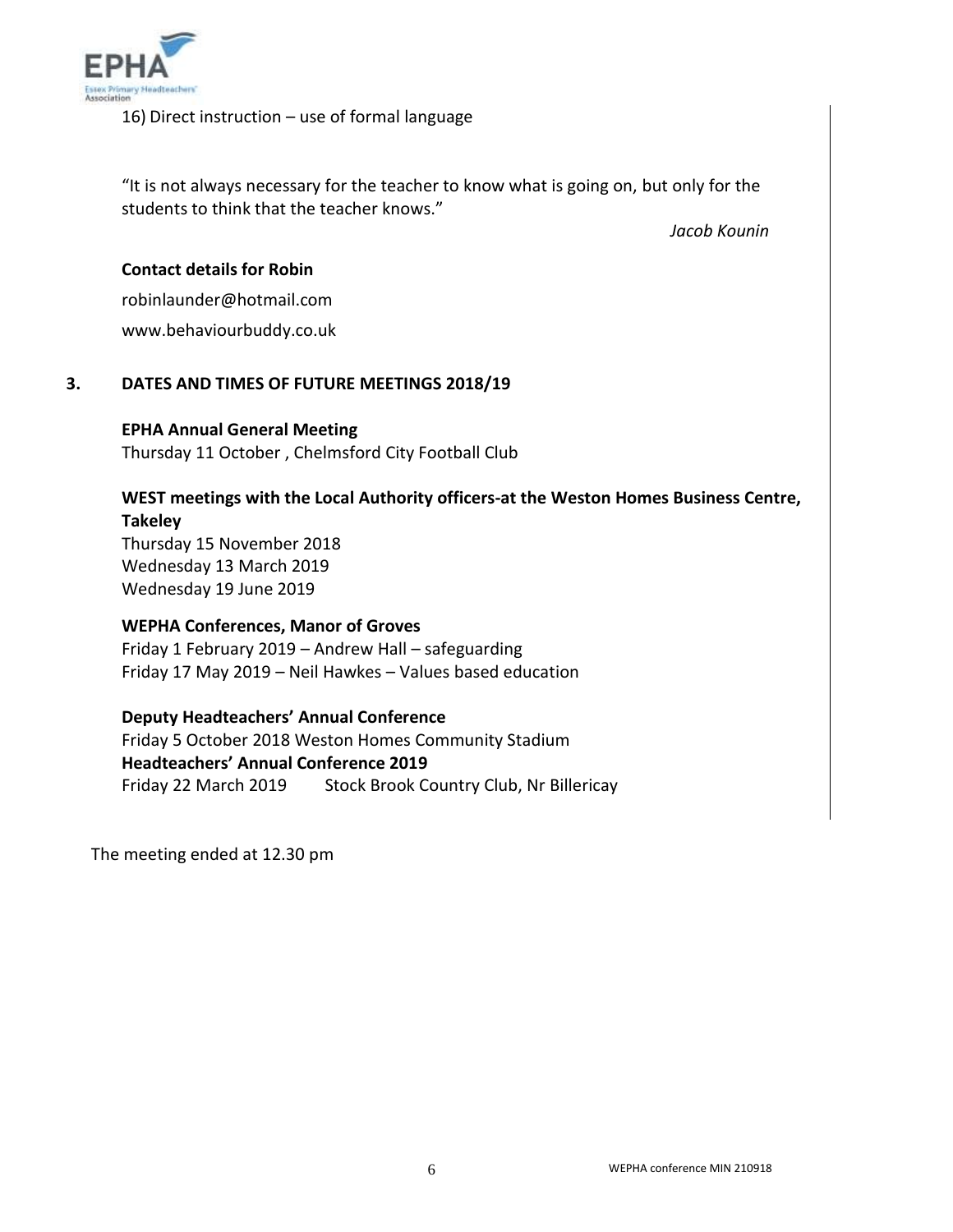16) Direct instruction – use of formal language

"It is not always necessary for the teacher to know what is going on, but only for the students to think that the teacher knows."

*Jacob Kounin*

**Contact details for Robin**

robinlaunder@hotmail.com

www.behaviourbuddy.co.uk

## 3. DATES AND TIMES OF FUTURE MEETINGS 2018/19

**EPHA Annual General Meeting**
Thursday 11 October , Chelmsford City Football Club

**WEST meetings with the Local Authority officers-at the Weston Homes Business Centre, Takeley**
Thursday 15 November 2018
Wednesday 13 March 2019
Wednesday 19 June 2019

**WEPHA Conferences, Manor of Groves**
Friday 1 February 2019 – Andrew Hall – safeguarding
Friday 17 May 2019 – Neil Hawkes – Values based education

**Deputy Headteachers' Annual Conference**
Friday 5 October 2018 Weston Homes Community Stadium
**Headteachers' Annual Conference 2019**
Friday 22 March 2019 Stock Brook Country Club, Nr Billericay

The meeting ended at 12.30 pm